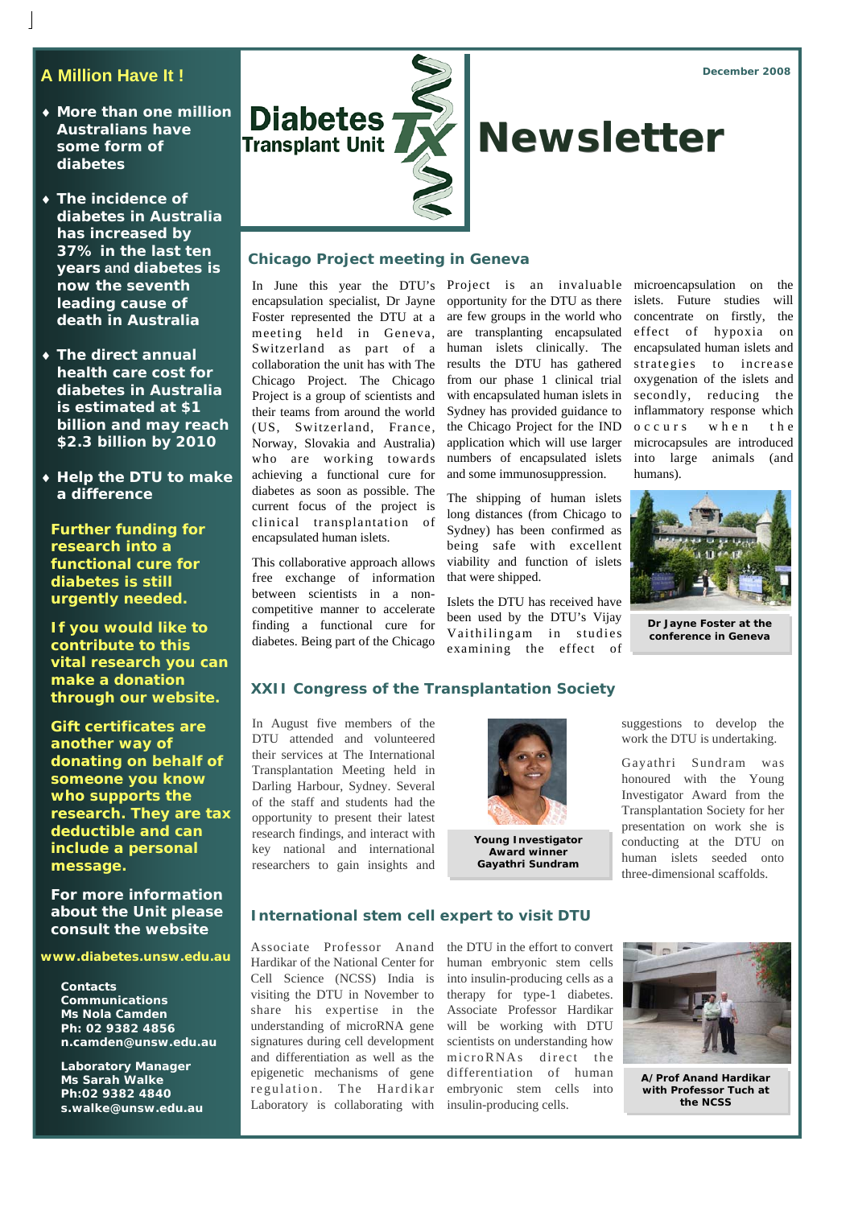# Diabetes Transplant Unit Newsletter

December 2008

## Chicago Project meeting in Geneva

In June this year the DTU's encapsulation specialist, Dr Jayne Foster represented the DTU at a meeting held in Geneva, Switzerland as part of a collaboration the unit has with The Chicago Project. The Chicago Project is a group of scientists and their teams from around the world (US, Switzerland, France, Norway, Slovakia and Australia) who are working towards achieving a functional cure for diabetes as soon as possible. The current focus of the project is clinical transplantation of encapsulated human islets.

This collaborative approach allows free exchange of information between scientists in a non-competitive manner to accelerate finding a functional cure for diabetes. Being part of the Chicago Project is an invaluable opportunity for the DTU as there are few groups in the world who are transplanting encapsulated human islets clinically. The results the DTU has gathered from our phase 1 clinical trial with encapsulated human islets in Sydney has provided guidance to the Chicago Project for the IND application which will use larger numbers of encapsulated islets and some immunosuppression.

The shipping of human islets long distances (from Chicago to Sydney) has been confirmed as being safe with excellent viability and function of islets that were shipped.

Islets the DTU has received have been used by the DTU's Vijay Vaithilingam in studies examining the effect of microencapsulation on the islets. Future studies will concentrate on firstly, the effect of hypoxia on encapsulated human islets and strategies to increase oxygenation of the islets and secondly, reducing the inflammatory response which occurs when the microcapsules are introduced into large animals (and humans).

Dr Jayne Foster at the conference in Geneva

## XXII Congress of the Transplantation Society

In August five members of the DTU attended and volunteered their services at The International Transplantation Meeting held in Darling Harbour, Sydney. Several of the staff and students had the opportunity to present their latest research findings, and interact with key national and international researchers to gain insights and suggestions to develop the work the DTU is undertaking.

Gayathri Sundram was honoured with the Young Investigator Award from the Transplantation Society for her presentation on work she is conducting at the DTU on human islets seeded onto three-dimensional scaffolds.

Young Investigator Award winner Gayathri Sundram

## International stem cell expert to visit DTU

Associate Professor Anand Hardikar of the National Center for Cell Science (NCSS) India is visiting the DTU in November to share his expertise in the understanding of microRNA gene signatures during cell development and differentiation as well as the epigenetic mechanisms of gene regulation. The Hardikar Laboratory is collaborating with the DTU in the effort to convert human embryonic stem cells into insulin-producing cells as a therapy for type-1 diabetes. Associate Professor Hardikar will be working with DTU scientists on understanding how microRNAs direct the differentiation of human embryonic stem cells into insulin-producing cells.

A/Prof Anand Hardikar with Professor Tuch at the NCSS

## A Million Have It !

- **More than one million Australians have some form of diabetes**
- **The incidence of diabetes in Australia has increased by 37% in the last ten years and diabetes is now the seventh leading cause of death in Australia**
- **The direct annual health care cost for diabetes in Australia is estimated at $1 billion and may reach $2.3 billion by 2010**
- **Help the DTU to make a difference**

**Further funding for research into a functional cure for diabetes is still urgently needed.**

**If you would like to contribute to this vital research you can make a donation through our website.**

**Gift certificates are another way of donating on behalf of someone you know who supports the research. They are tax deductible and can include a personal message.**

**For more information about the Unit please consult the website**

**www.diabetes.unsw.edu.au**

**Contacts**
**Communications**
**Ms Nola Camden**
**Ph: 02 9382 4856**
**n.camden@unsw.edu.au**

**Laboratory Manager**
**Ms Sarah Walke**
**Ph:02 9382 4840**
**s.walke@unsw.edu.au**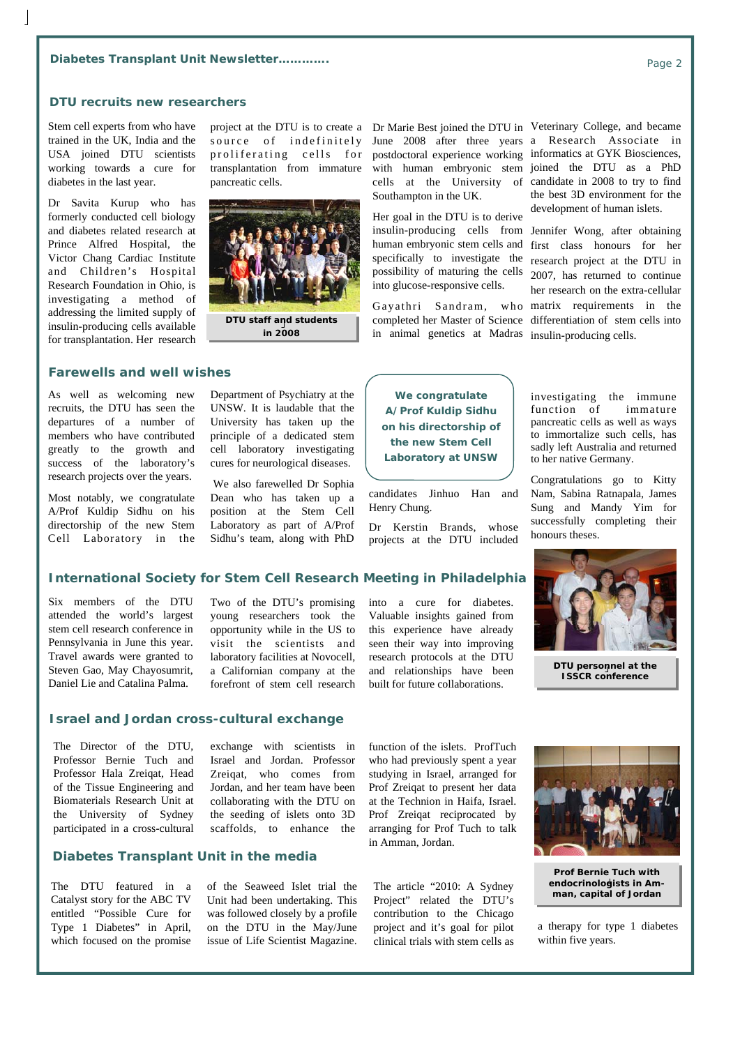## DTU recruits new researchers

Stem cell experts from who have trained in the UK, India and the USA joined DTU scientists working towards a cure for diabetes in the last year.

Dr Savita Kurup who has formerly conducted cell biology and diabetes related research at Prince Alfred Hospital, the Victor Chang Cardiac Institute and Children's Hospital Research Foundation in Ohio, is investigating a method of addressing the limited supply of insulin-producing cells available for transplantation. Her research project at the DTU is to create a source of indefinitely proliferating cells for transplantation from immature pancreatic cells.

DTU staff and students in 2008

Dr Marie Best joined the DTU in June 2008 after three years postdoctoral experience working with human embryonic stem cells at the University of Southampton in the UK.

Her goal in the DTU is to derive insulin-producing cells from human embryonic stem cells and specifically to investigate the possibility of maturing the cells into glucose-responsive cells.

Gayathri Sandram, who completed her Master of Science in animal genetics at Madras Veterinary College, and became a Research Associate in informatics at GYK Biosciences, joined the DTU as a PhD candidate in 2008 to try to find the best 3D environment for the development of human islets.

Jennifer Wong, after obtaining first class honours for her research project at the DTU in 2007, has returned to continue her research on the extra-cellular matrix requirements in the differentiation of stem cells into insulin-producing cells.

## Farewells and well wishes

As well as welcoming new recruits, the DTU has seen the departures of a number of members who have contributed greatly to the growth and success of the laboratory's research projects over the years.

Most notably, we congratulate A/Prof Kuldip Sidhu on his directorship of the new Stem Cell Laboratory in the Department of Psychiatry at the UNSW. It is laudable that the University has taken up the principle of a dedicated stem cell laboratory investigating cures for neurological diseases.

We also farewelled Dr Sophia Dean who has taken up a position at the Stem Cell Laboratory as part of A/Prof Sidhu's team, along with PhD candidates Jinhuo Han and Henry Chung.

**We congratulate A/Prof Kuldip Sidhu on his directorship of the new Stem Cell Laboratory at UNSW**

Dr Kerstin Brands, whose projects at the DTU included investigating the immune function of immature pancreatic cells as well as ways to immortalize such cells, has sadly left Australia and returned to her native Germany.

Congratulations go to Kitty Nam, Sabina Ratnapala, James Sung and Mandy Yim for successfully completing their honours theses.

## International Society for Stem Cell Research Meeting in Philadelphia

Six members of the DTU attended the world's largest stem cell research conference in Pennsylvania in June this year. Travel awards were granted to Steven Gao, May Chayosumrit, Daniel Lie and Catalina Palma.

Two of the DTU's promising young researchers took the opportunity while in the US to visit the scientists and laboratory facilities at Novocell, a Californian company at the forefront of stem cell research into a cure for diabetes. Valuable insights gained from this experience have already seen their way into improving research protocols at the DTU and relationships have been built for future collaborations.

DTU personnel at the ISSCR conference

## Israel and Jordan cross-cultural exchange

The Director of the DTU, Professor Bernie Tuch and Professor Hala Zreiqat, Head of the Tissue Engineering and Biomaterials Research Unit at the University of Sydney participated in a cross-cultural exchange with scientists in Israel and Jordan. Professor Zreiqat, who comes from Jordan, and her team have been collaborating with the DTU on the seeding of islets onto 3D scaffolds, to enhance the function of the islets. ProfTuch who had previously spent a year studying in Israel, arranged for Prof Zreiqat to present her data at the Technion in Haifa, Israel. Prof Zreiqat reciprocated by arranging for Prof Tuch to talk in Amman, Jordan.

Prof Bernie Tuch with endocrinologists in Amman, capital of Jordan

## Diabetes Transplant Unit in the media

The DTU featured in a Catalyst story for the ABC TV entitled "Possible Cure for Type 1 Diabetes" in April, which focused on the promise of the Seaweed Islet trial the Unit had been undertaking. This was followed closely by a profile on the DTU in the May/June issue of Life Scientist Magazine.

The article "2010: A Sydney Project" related the DTU's contribution to the Chicago project and it's goal for pilot clinical trials with stem cells as a therapy for type 1 diabetes within five years.